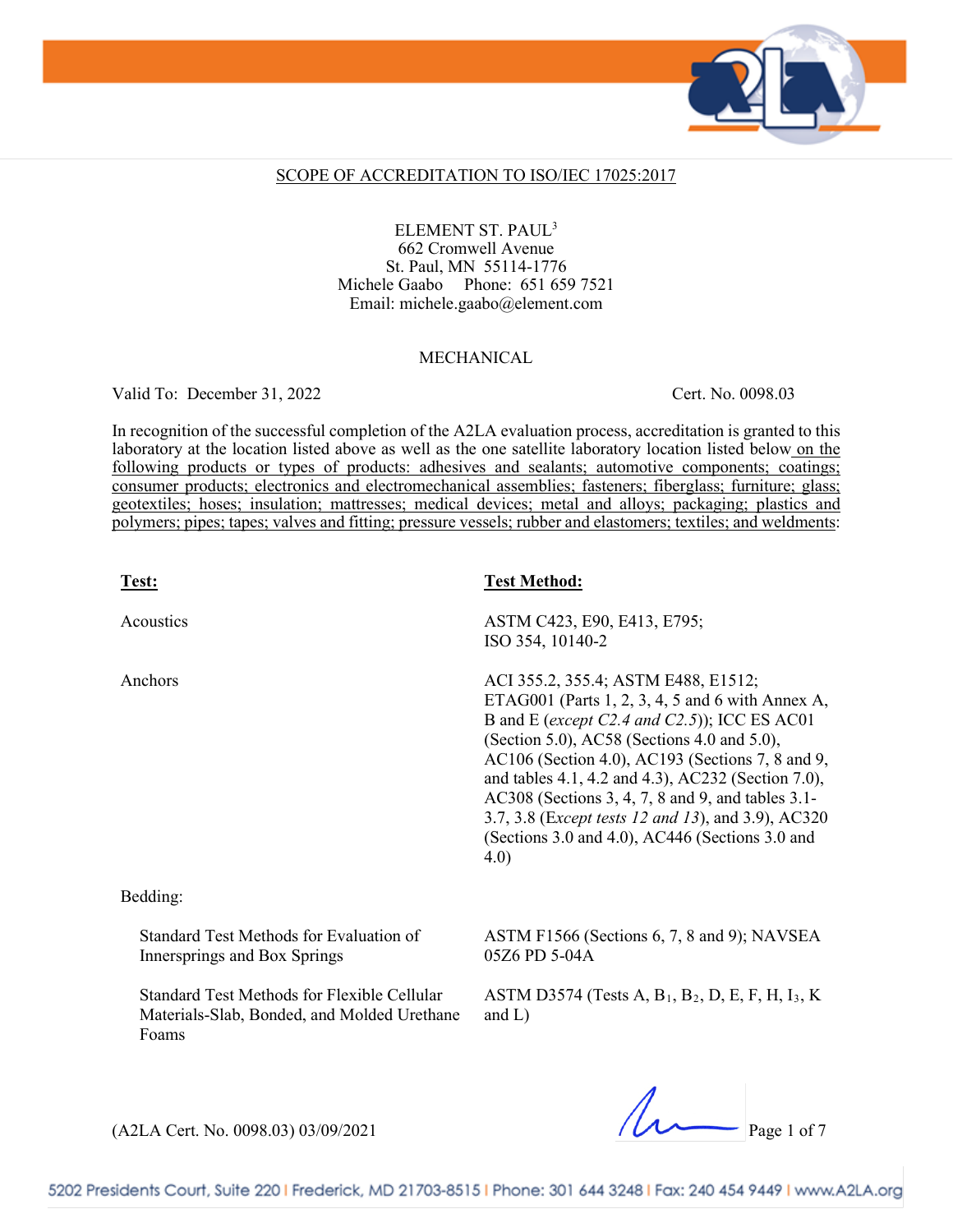## SCOPE OF ACCREDITATION TO ISO/IEC 17025:2017

ELEMENT ST. PAUL[3]
662 Cromwell Avenue
St. Paul, MN 55114-1776
Michele Gaabo Phone: 651 659 7521
Email: michele.gaabo@element.com

MECHANICAL

Valid To: December 31, 2022 Cert. No. 0098.03

In recognition of the successful completion of the A2LA evaluation process, accreditation is granted to this laboratory at the location listed above as well as the one satellite laboratory location listed below on the following products or types of products: adhesives and sealants; automotive components; coatings; consumer products; electronics and electromechanical assemblies; fasteners; fiberglass; furniture; glass; geotextiles; hoses; insulation; mattresses; medical devices; metal and alloys; packaging; plastics and polymers; pipes; tapes; valves and fitting; pressure vessels; rubber and elastomers; textiles; and weldments:

| **Test:** | **Test Method:** |
|---|---|
| Acoustics | ASTM C423, E90, E413, E795; ISO 354, 10140-2 |
| Anchors | ACI 355.2, 355.4; ASTM E488, E1512; ETAG001 (Parts 1, 2, 3, 4, 5 and 6 with Annex A, B and E (*except C2.4 and C2.5*)); ICC ES AC01 (Section 5.0), AC58 (Sections 4.0 and 5.0), AC106 (Section 4.0), AC193 (Sections 7, 8 and 9, and tables 4.1, 4.2 and 4.3), AC232 (Section 7.0), AC308 (Sections 3, 4, 7, 8 and 9, and tables 3.1-3.7, 3.8 (*Except tests 12 and 13*), and 3.9), AC320 (Sections 3.0 and 4.0), AC446 (Sections 3.0 and 4.0) |
| Bedding: | |
| Standard Test Methods for Evaluation of Innersprings and Box Springs | ASTM F1566 (Sections 6, 7, 8 and 9); NAVSEA 05Z6 PD 5-04A |
| Standard Test Methods for Flexible Cellular Materials-Slab, Bonded, and Molded Urethane Foams | ASTM D3574 (Tests A, $B_1$, $B_2$, D, E, F, H, $I_3$, K and L) |

(A2LA Cert. No. 0098.03) 03/09/2021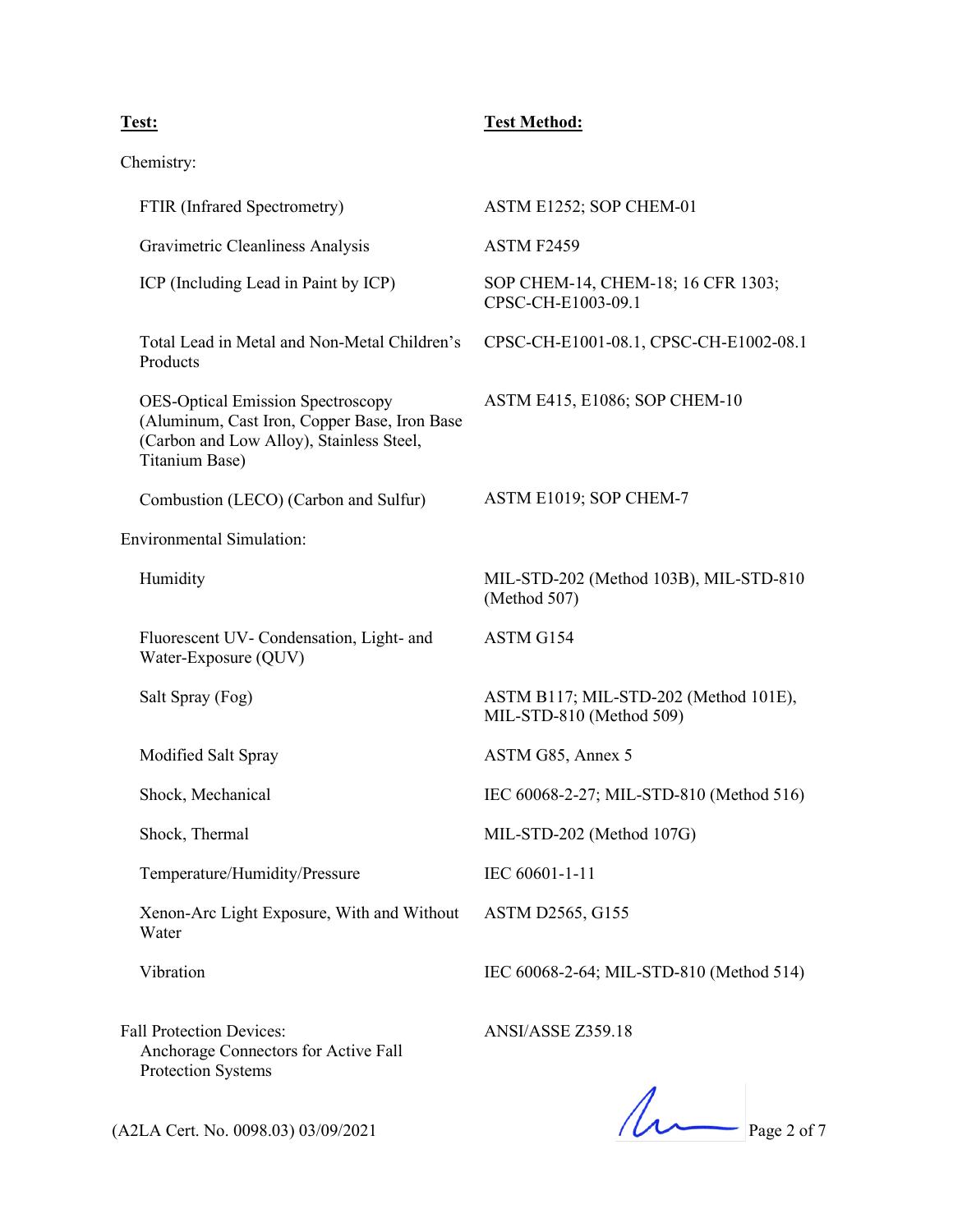| **Test:** | **Test Method:** |
|---|---|
| Chemistry: | |
| FTIR (Infrared Spectrometry) | ASTM E1252; SOP CHEM-01 |
| Gravimetric Cleanliness Analysis | ASTM F2459 |
| ICP (Including Lead in Paint by ICP) | SOP CHEM-14, CHEM-18; 16 CFR 1303; CPSC-CH-E1003-09.1 |
| Total Lead in Metal and Non-Metal Children's Products | CPSC-CH-E1001-08.1, CPSC-CH-E1002-08.1 |
| OES-Optical Emission Spectroscopy (Aluminum, Cast Iron, Copper Base, Iron Base (Carbon and Low Alloy), Stainless Steel, Titanium Base) | ASTM E415, E1086; SOP CHEM-10 |
| Combustion (LECO) (Carbon and Sulfur) | ASTM E1019; SOP CHEM-7 |
| Environmental Simulation: | |
| Humidity | MIL-STD-202 (Method 103B), MIL-STD-810 (Method 507) |
| Fluorescent UV- Condensation, Light- and Water-Exposure (QUV) | ASTM G154 |
| Salt Spray (Fog) | ASTM B117; MIL-STD-202 (Method 101E), MIL-STD-810 (Method 509) |
| Modified Salt Spray | ASTM G85, Annex 5 |
| Shock, Mechanical | IEC 60068-2-27; MIL-STD-810 (Method 516) |
| Shock, Thermal | MIL-STD-202 (Method 107G) |
| Temperature/Humidity/Pressure | IEC 60601-1-11 |
| Xenon-Arc Light Exposure, With and Without Water | ASTM D2565, G155 |
| Vibration | IEC 60068-2-64; MIL-STD-810 (Method 514) |
| Fall Protection Devices: Anchorage Connectors for Active Fall Protection Systems | ANSI/ASSE Z359.18 |

(A2LA Cert. No. 0098.03) 03/09/2021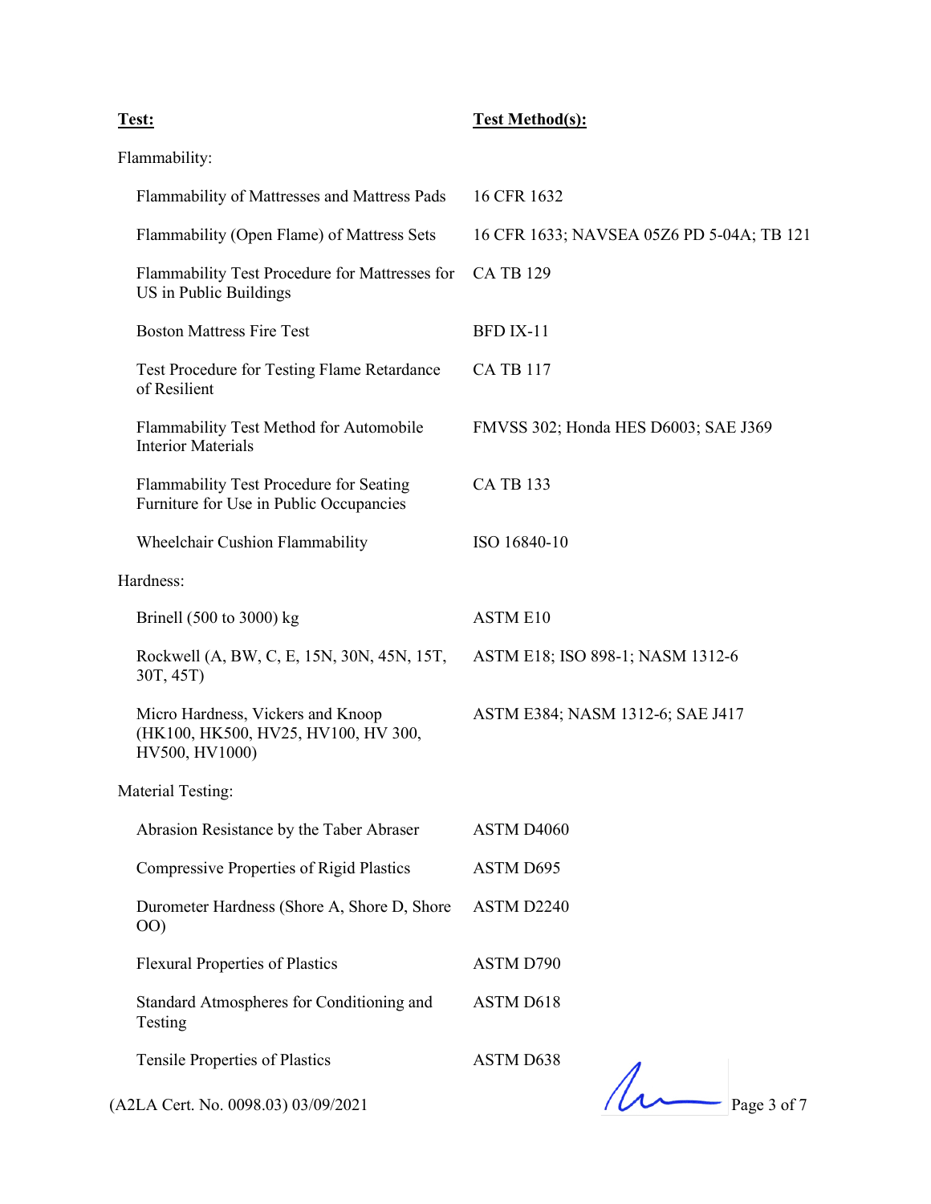| Test: | Test Method(s): |
|---|---|
| Flammability: | |
| Flammability of Mattresses and Mattress Pads | 16 CFR 1632 |
| Flammability (Open Flame) of Mattress Sets | 16 CFR 1633; NAVSEA 05Z6 PD 5-04A; TB 121 |
| Flammability Test Procedure for Mattresses for US in Public Buildings | CA TB 129 |
| Boston Mattress Fire Test | BFD IX-11 |
| Test Procedure for Testing Flame Retardance of Resilient | CA TB 117 |
| Flammability Test Method for Automobile Interior Materials | FMVSS 302; Honda HES D6003; SAE J369 |
| Flammability Test Procedure for Seating Furniture for Use in Public Occupancies | CA TB 133 |
| Wheelchair Cushion Flammability | ISO 16840-10 |
| Hardness: | |
| Brinell (500 to 3000) kg | ASTM E10 |
| Rockwell (A, BW, C, E, 15N, 30N, 45N, 15T, 30T, 45T) | ASTM E18; ISO 898-1; NASM 1312-6 |
| Micro Hardness, Vickers and Knoop (HK100, HK500, HV25, HV100, HV 300, HV500, HV1000) | ASTM E384; NASM 1312-6; SAE J417 |
| Material Testing: | |
| Abrasion Resistance by the Taber Abraser | ASTM D4060 |
| Compressive Properties of Rigid Plastics | ASTM D695 |
| Durometer Hardness (Shore A, Shore D, Shore OO) | ASTM D2240 |
| Flexural Properties of Plastics | ASTM D790 |
| Standard Atmospheres for Conditioning and Testing | ASTM D618 |
| Tensile Properties of Plastics | ASTM D638 |

(A2LA Cert. No. 0098.03) 03/09/2021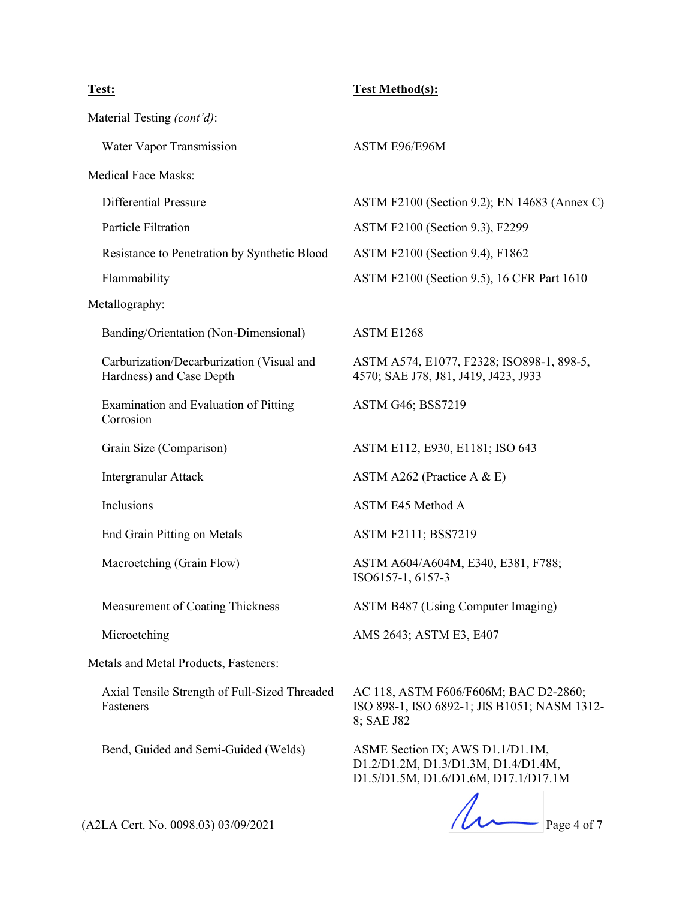| Test: | Test Method(s): |
|---|---|
| Material Testing *(cont'd)*: | |
| Water Vapor Transmission | ASTM E96/E96M |
| Medical Face Masks: | |
| Differential Pressure | ASTM F2100 (Section 9.2); EN 14683 (Annex C) |
| Particle Filtration | ASTM F2100 (Section 9.3), F2299 |
| Resistance to Penetration by Synthetic Blood | ASTM F2100 (Section 9.4), F1862 |
| Flammability | ASTM F2100 (Section 9.5), 16 CFR Part 1610 |
| Metallography: | |
| Banding/Orientation (Non-Dimensional) | ASTM E1268 |
| Carburization/Decarburization (Visual and Hardness) and Case Depth | ASTM A574, E1077, F2328; ISO898-1, 898-5, 4570; SAE J78, J81, J419, J423, J933 |
| Examination and Evaluation of Pitting Corrosion | ASTM G46; BSS7219 |
| Grain Size (Comparison) | ASTM E112, E930, E1181; ISO 643 |
| Intergranular Attack | ASTM A262 (Practice A & E) |
| Inclusions | ASTM E45 Method A |
| End Grain Pitting on Metals | ASTM F2111; BSS7219 |
| Macroetching (Grain Flow) | ASTM A604/A604M, E340, E381, F788; ISO6157-1, 6157-3 |
| Measurement of Coating Thickness | ASTM B487 (Using Computer Imaging) |
| Microetching | AMS 2643; ASTM E3, E407 |
| Metals and Metal Products, Fasteners: | |
| Axial Tensile Strength of Full-Sized Threaded Fasteners | AC 118, ASTM F606/F606M; BAC D2-2860; ISO 898-1, ISO 6892-1; JIS B1051; NASM 1312-8; SAE J82 |
| Bend, Guided and Semi-Guided (Welds) | ASME Section IX; AWS D1.1/D1.1M, D1.2/D1.2M, D1.3/D1.3M, D1.4/D1.4M, D1.5/D1.5M, D1.6/D1.6M, D17.1/D17.1M |

(A2LA Cert. No. 0098.03) 03/09/2021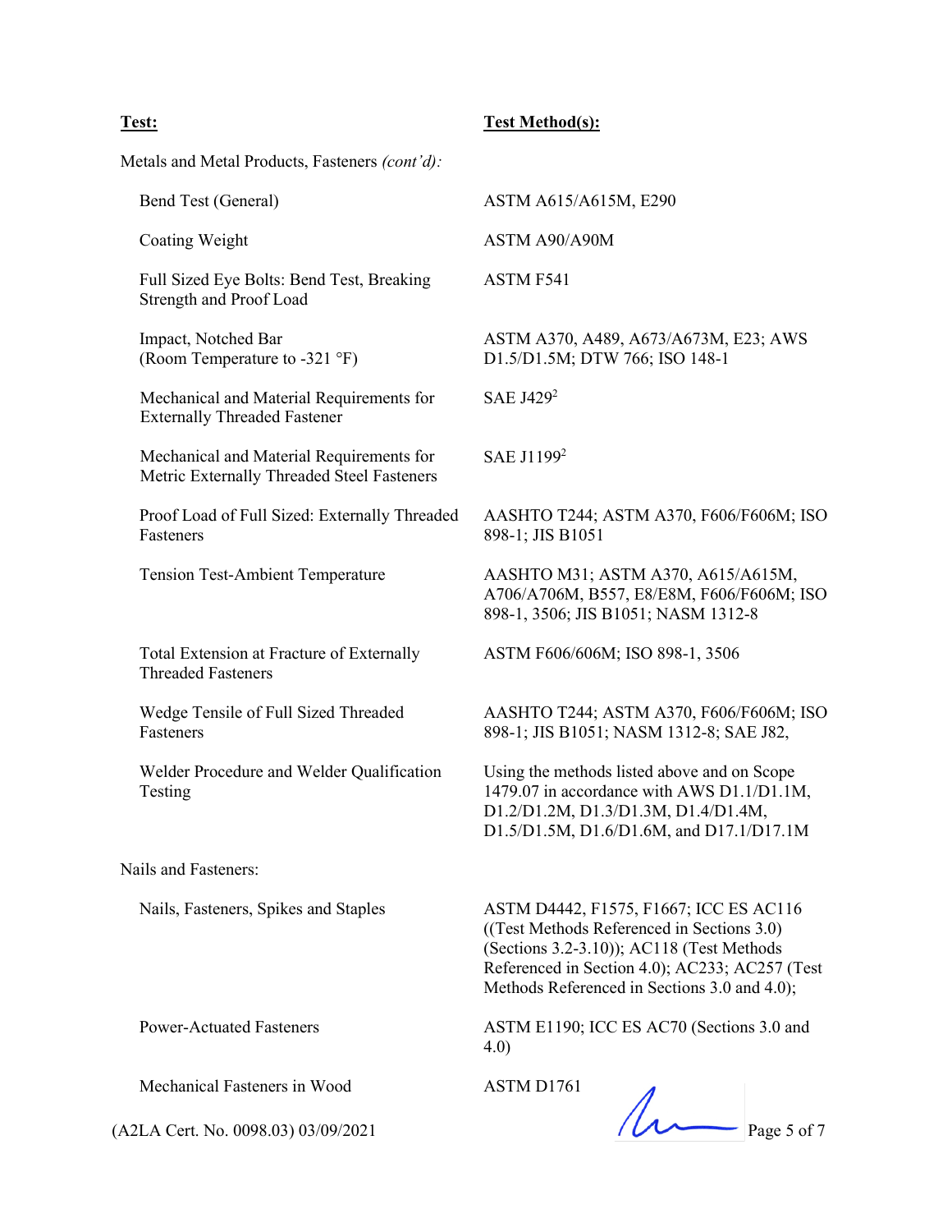| Test: | Test Method(s): |
| --- | --- |
| Metals and Metal Products, Fasteners *(cont'd)*: | |
| Bend Test (General) | ASTM A615/A615M, E290 |
| Coating Weight | ASTM A90/A90M |
| Full Sized Eye Bolts: Bend Test, Breaking Strength and Proof Load | ASTM F541 |
| Impact, Notched Bar (Room Temperature to -321 °F) | ASTM A370, A489, A673/A673M, E23; AWS D1.5/D1.5M; DTW 766; ISO 148-1 |
| Mechanical and Material Requirements for Externally Threaded Fastener | SAE J429[2] |
| Mechanical and Material Requirements for Metric Externally Threaded Steel Fasteners | SAE J1199[2] |
| Proof Load of Full Sized: Externally Threaded Fasteners | AASHTO T244; ASTM A370, F606/F606M; ISO 898-1; JIS B1051 |
| Tension Test-Ambient Temperature | AASHTO M31; ASTM A370, A615/A615M, A706/A706M, B557, E8/E8M, F606/F606M; ISO 898-1, 3506; JIS B1051; NASM 1312-8 |
| Total Extension at Fracture of Externally Threaded Fasteners | ASTM F606/606M; ISO 898-1, 3506 |
| Wedge Tensile of Full Sized Threaded Fasteners | AASHTO T244; ASTM A370, F606/F606M; ISO 898-1; JIS B1051; NASM 1312-8; SAE J82, |
| Welder Procedure and Welder Qualification Testing | Using the methods listed above and on Scope 1479.07 in accordance with AWS D1.1/D1.1M, D1.2/D1.2M, D1.3/D1.3M, D1.4/D1.4M, D1.5/D1.5M, D1.6/D1.6M, and D17.1/D17.1M |
| Nails and Fasteners: | |
| Nails, Fasteners, Spikes and Staples | ASTM D4442, F1575, F1667; ICC ES AC116 ((Test Methods Referenced in Sections 3.0) (Sections 3.2-3.10)); AC118 (Test Methods Referenced in Section 4.0); AC233; AC257 (Test Methods Referenced in Sections 3.0 and 4.0); |
| Power-Actuated Fasteners | ASTM E1190; ICC ES AC70 (Sections 3.0 and 4.0) |
| Mechanical Fasteners in Wood | ASTM D1761 |

(A2LA Cert. No. 0098.03) 03/09/2021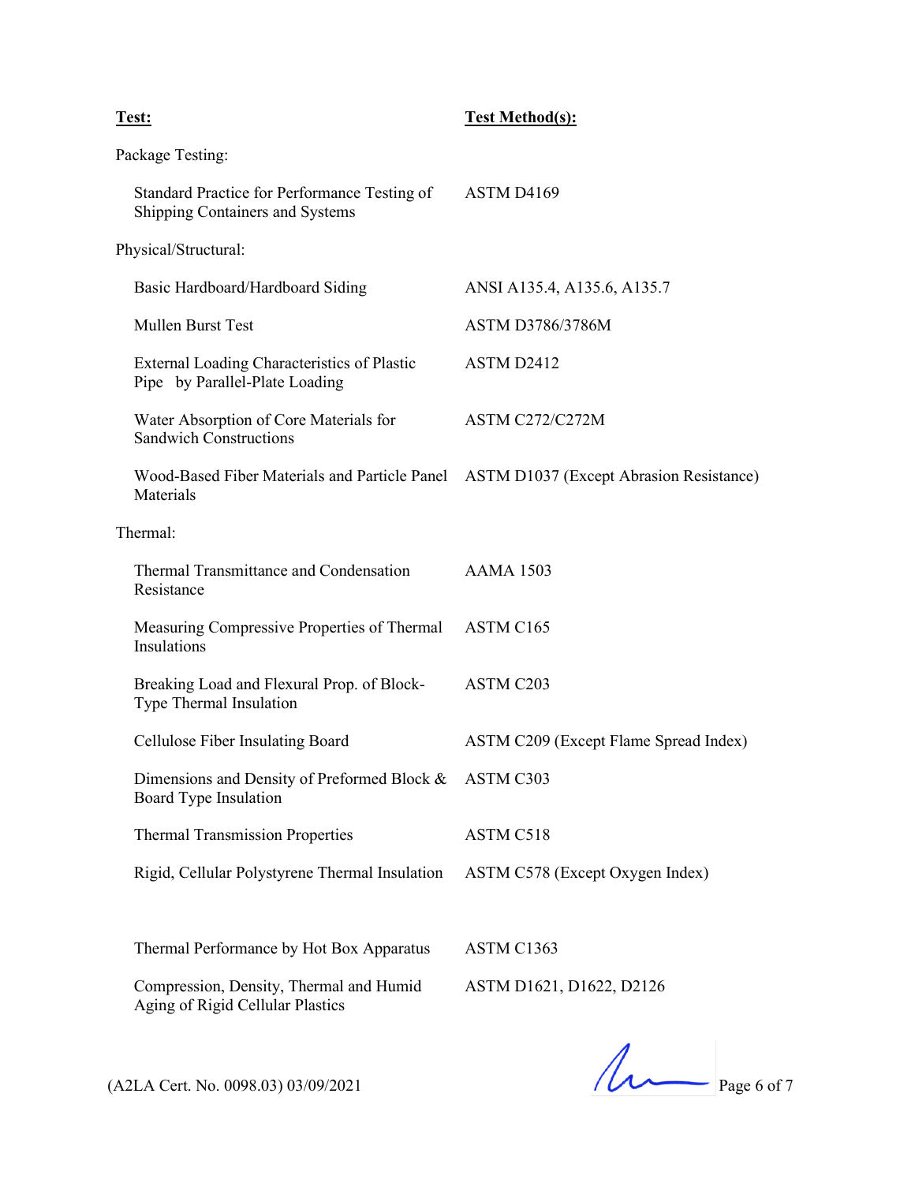| Test: | Test Method(s): |
|---|---|
| Package Testing: | |
| Standard Practice for Performance Testing of Shipping Containers and Systems | ASTM D4169 |
| Physical/Structural: | |
| Basic Hardboard/Hardboard Siding | ANSI A135.4, A135.6, A135.7 |
| Mullen Burst Test | ASTM D3786/3786M |
| External Loading Characteristics of Plastic Pipe by Parallel-Plate Loading | ASTM D2412 |
| Water Absorption of Core Materials for Sandwich Constructions | ASTM C272/C272M |
| Wood-Based Fiber Materials and Particle Panel Materials | ASTM D1037 (Except Abrasion Resistance) |
| Thermal: | |
| Thermal Transmittance and Condensation Resistance | AAMA 1503 |
| Measuring Compressive Properties of Thermal Insulations | ASTM C165 |
| Breaking Load and Flexural Prop. of Block-Type Thermal Insulation | ASTM C203 |
| Cellulose Fiber Insulating Board | ASTM C209 (Except Flame Spread Index) |
| Dimensions and Density of Preformed Block & Board Type Insulation | ASTM C303 |
| Thermal Transmission Properties | ASTM C518 |
| Rigid, Cellular Polystyrene Thermal Insulation | ASTM C578 (Except Oxygen Index) |
| Thermal Performance by Hot Box Apparatus | ASTM C1363 |
| Compression, Density, Thermal and Humid Aging of Rigid Cellular Plastics | ASTM D1621, D1622, D2126 |

(A2LA Cert. No. 0098.03) 03/09/2021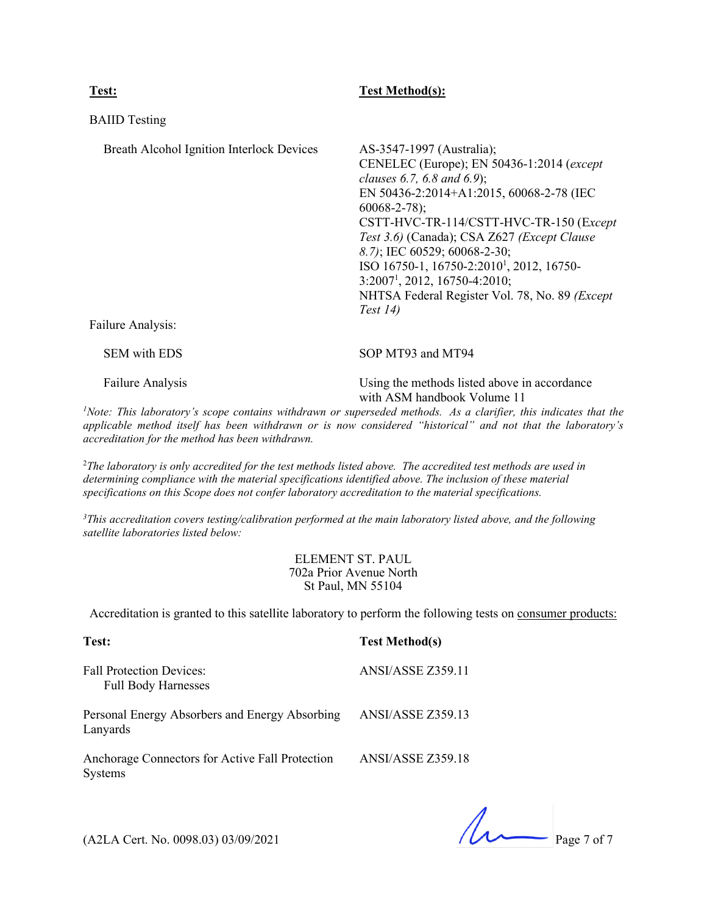| **Test:** | **Test Method(s):** |
|---|---|
| BAIID Testing | |
| Breath Alcohol Ignition Interlock Devices | AS-3547-1997 (Australia); CENELEC (Europe); EN 50436-1:2014 (*except clauses 6.7, 6.8 and 6.9*); EN 50436-2:2014+A1:2015, 60068-2-78 (IEC 60068-2-78); CSTT-HVC-TR-114/CSTT-HVC-TR-150 (E*xcept Test 3.6)* (Canada); CSA Z627 *(Except Clause 8.7)*; IEC 60529; 60068-2-30; ISO 16750-1, 16750-2:2010[1], 2012, 16750-3:2007[1], 2012, 16750-4:2010; NHTSA Federal Register Vol. 78, No. 89 *(Except Test 14)* |
| Failure Analysis: | |
| SEM with EDS | SOP MT93 and MT94 |
| Failure Analysis | Using the methods listed above in accordance with ASM handbook Volume 11 |

[1]*Note: This laboratory's scope contains withdrawn or superseded methods. As a clarifier, this indicates that the applicable method itself has been withdrawn or is now considered "historical" and not that the laboratory's accreditation for the method has been withdrawn.*

[2]*The laboratory is only accredited for the test methods listed above. The accredited test methods are used in determining compliance with the material specifications identified above. The inclusion of these material specifications on this Scope does not confer laboratory accreditation to the material specifications.*

[3]*This accreditation covers testing/calibration performed at the main laboratory listed above, and the following satellite laboratories listed below:*

ELEMENT ST. PAUL
702a Prior Avenue North
St Paul, MN 55104

Accreditation is granted to this satellite laboratory to perform the following tests on consumer products:

| **Test:** | **Test Method(s)** |
|---|---|
| Fall Protection Devices: Full Body Harnesses | ANSI/ASSE Z359.11 |
| Personal Energy Absorbers and Energy Absorbing Lanyards | ANSI/ASSE Z359.13 |
| Anchorage Connectors for Active Fall Protection Systems | ANSI/ASSE Z359.18 |

(A2LA Cert. No. 0098.03) 03/09/2021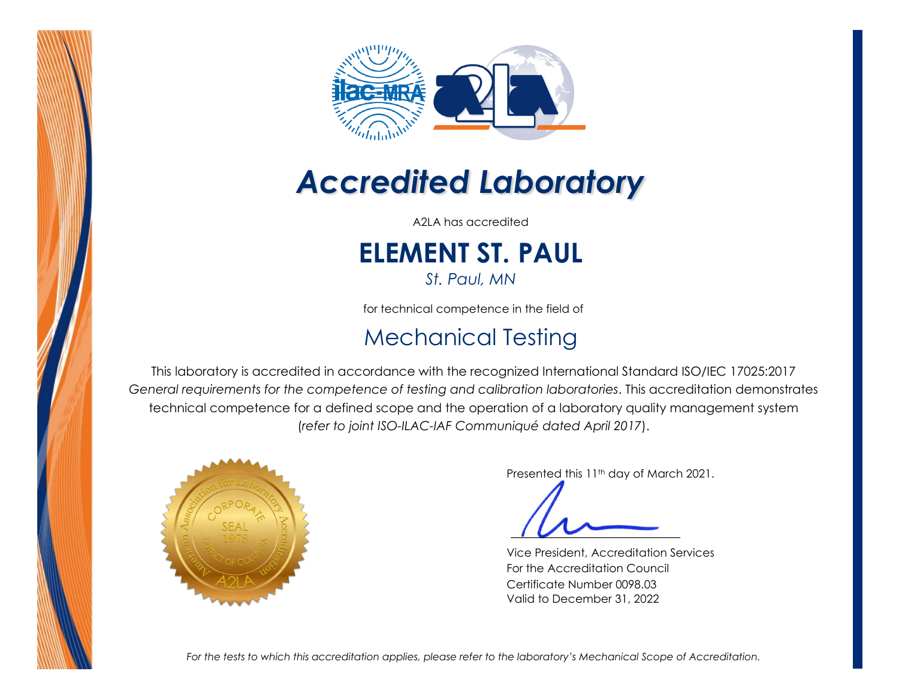# Accredited Laboratory

A2LA has accredited

## ELEMENT ST. PAUL

*St. Paul, MN*

for technical competence in the field of

## Mechanical Testing

This laboratory is accredited in accordance with the recognized International Standard ISO/IEC 17025:2017 *General requirements for the competence of testing and calibration laboratories*. This accreditation demonstrates technical competence for a defined scope and the operation of a laboratory quality management system (*refer to joint ISO-ILAC-IAF Communiqué dated April 2017*).

Presented this 11th day of March 2021.

Vice President, Accreditation Services
For the Accreditation Council
Certificate Number 0098.03
Valid to December 31, 2022

*For the tests to which this accreditation applies, please refer to the laboratory's Mechanical Scope of Accreditation.*